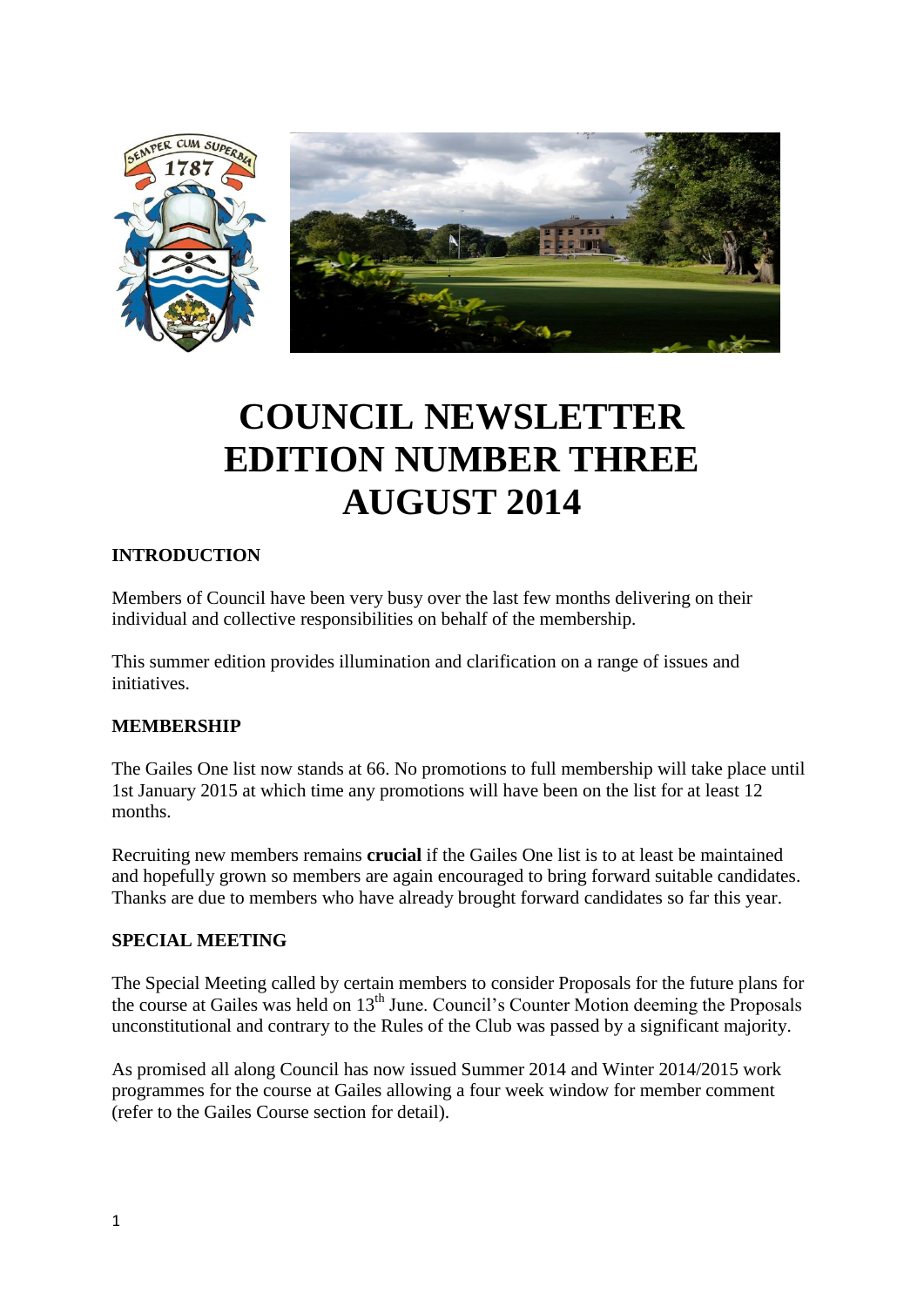# COUNCIL NEWSLETTER EDITION NUMBER THREE AUGUST 2014

## INTRODUCTION

Members of Council have been very busy over the last few months delivering on their individual and collective responsibilities on behalf of the membership.

This summer edition provides illumination and clarification on a range of issues and initiatives.

## MEMBERSHIP

The Gailes One list now stands at 66. No promotions to full membership will take place until 1st January 2015 at which time any promotions will have been on the list for at least 12 months.

Recruiting new members remains **crucial** if the Gailes One list is to at least be maintained and hopefully grown so members are again encouraged to bring forward suitable candidates. Thanks are due to members who have already brought forward candidates so far this year.

## SPECIAL MEETING

The Special Meeting called by certain members to consider Proposals for the future plans for the course at Gailes was held on 13th June. Council's Counter Motion deeming the Proposals unconstitutional and contrary to the Rules of the Club was passed by a significant majority.

As promised all along Council has now issued Summer 2014 and Winter 2014/2015 work programmes for the course at Gailes allowing a four week window for member comment (refer to the Gailes Course section for detail).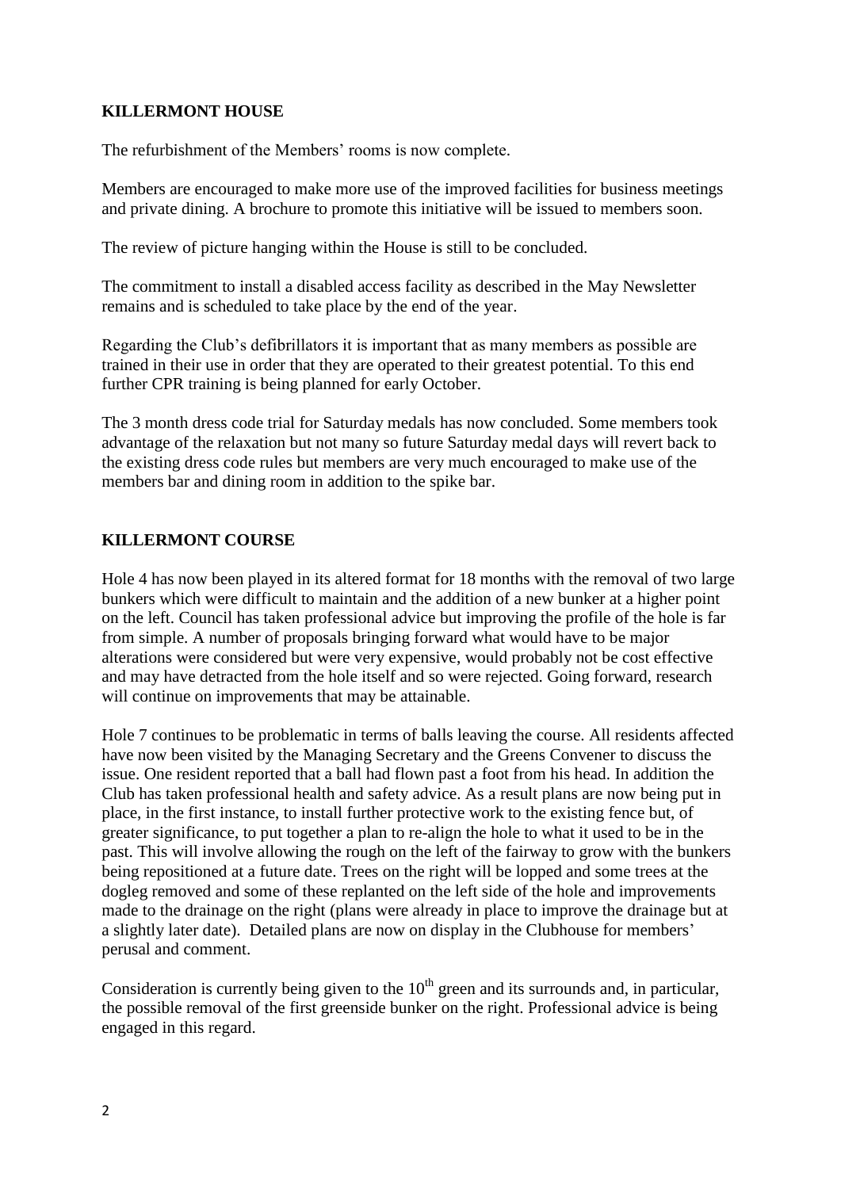## KILLERMONT HOUSE

The refurbishment of the Members' rooms is now complete.

Members are encouraged to make more use of the improved facilities for business meetings and private dining. A brochure to promote this initiative will be issued to members soon.

The review of picture hanging within the House is still to be concluded.

The commitment to install a disabled access facility as described in the May Newsletter remains and is scheduled to take place by the end of the year.

Regarding the Club's defibrillators it is important that as many members as possible are trained in their use in order that they are operated to their greatest potential. To this end further CPR training is being planned for early October.

The 3 month dress code trial for Saturday medals has now concluded. Some members took advantage of the relaxation but not many so future Saturday medal days will revert back to the existing dress code rules but members are very much encouraged to make use of the members bar and dining room in addition to the spike bar.

## KILLERMONT COURSE

Hole 4 has now been played in its altered format for 18 months with the removal of two large bunkers which were difficult to maintain and the addition of a new bunker at a higher point on the left. Council has taken professional advice but improving the profile of the hole is far from simple. A number of proposals bringing forward what would have to be major alterations were considered but were very expensive, would probably not be cost effective and may have detracted from the hole itself and so were rejected. Going forward, research will continue on improvements that may be attainable.

Hole 7 continues to be problematic in terms of balls leaving the course. All residents affected have now been visited by the Managing Secretary and the Greens Convener to discuss the issue. One resident reported that a ball had flown past a foot from his head. In addition the Club has taken professional health and safety advice. As a result plans are now being put in place, in the first instance, to install further protective work to the existing fence but, of greater significance, to put together a plan to re-align the hole to what it used to be in the past. This will involve allowing the rough on the left of the fairway to grow with the bunkers being repositioned at a future date. Trees on the right will be lopped and some trees at the dogleg removed and some of these replanted on the left side of the hole and improvements made to the drainage on the right (plans were already in place to improve the drainage but at a slightly later date). Detailed plans are now on display in the Clubhouse for members' perusal and comment.

Consideration is currently being given to the 10th green and its surrounds and, in particular, the possible removal of the first greenside bunker on the right. Professional advice is being engaged in this regard.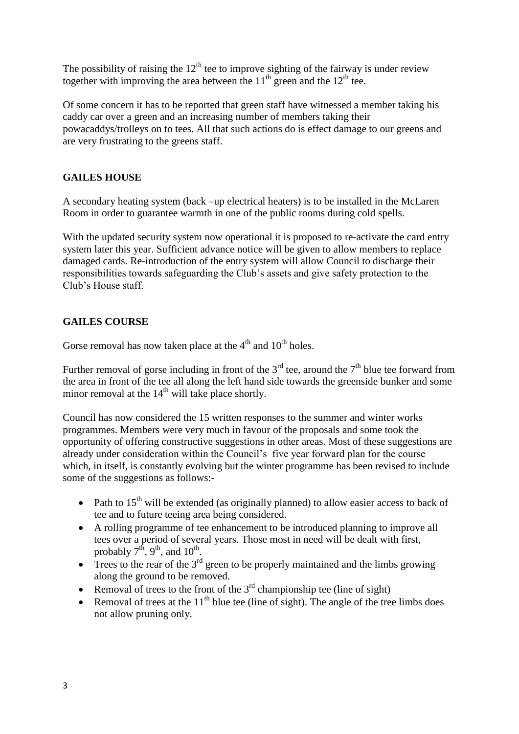The possibility of raising the 12th tee to improve sighting of the fairway is under review together with improving the area between the 11th green and the 12th tee.

Of some concern it has to be reported that green staff have witnessed a member taking his caddy car over a green and an increasing number of members taking their powacaddys/trolleys on to tees. All that such actions do is effect damage to our greens and are very frustrating to the greens staff.

## GAILES HOUSE

A secondary heating system (back –up electrical heaters) is to be installed in the McLaren Room in order to guarantee warmth in one of the public rooms during cold spells.

With the updated security system now operational it is proposed to re-activate the card entry system later this year. Sufficient advance notice will be given to allow members to replace damaged cards. Re-introduction of the entry system will allow Council to discharge their responsibilities towards safeguarding the Club's assets and give safety protection to the Club's House staff.

## GAILES COURSE

Gorse removal has now taken place at the 4th and 10th holes.

Further removal of gorse including in front of the 3rd tee, around the 7th blue tee forward from the area in front of the tee all along the left hand side towards the greenside bunker and some minor removal at the 14th will take place shortly.

Council has now considered the 15 written responses to the summer and winter works programmes. Members were very much in favour of the proposals and some took the opportunity of offering constructive suggestions in other areas. Most of these suggestions are already under consideration within the Council's five year forward plan for the course which, in itself, is constantly evolving but the winter programme has been revised to include some of the suggestions as follows:-

- Path to 15th will be extended (as originally planned) to allow easier access to back of tee and to future teeing area being considered.
- A rolling programme of tee enhancement to be introduced planning to improve all tees over a period of several years. Those most in need will be dealt with first, probably 7th, 9th, and 10th.
- Trees to the rear of the 3rd green to be properly maintained and the limbs growing along the ground to be removed.
- Removal of trees to the front of the 3rd championship tee (line of sight)
- Removal of trees at the 11th blue tee (line of sight). The angle of the tree limbs does not allow pruning only.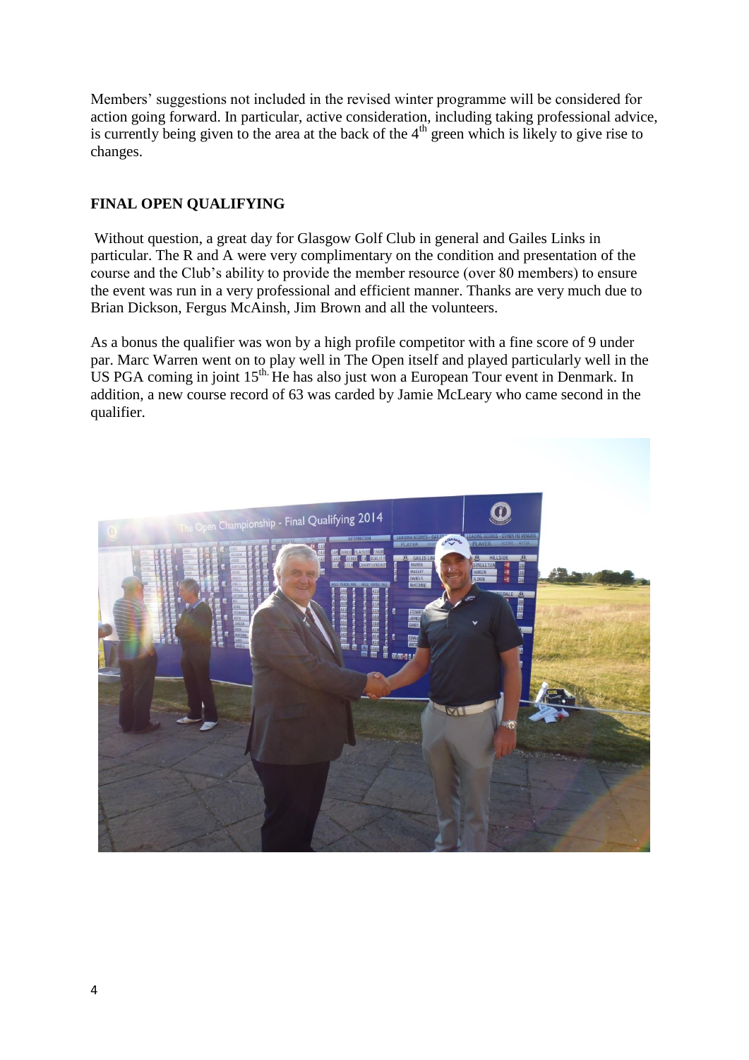Members' suggestions not included in the revised winter programme will be considered for action going forward. In particular, active consideration, including taking professional advice, is currently being given to the area at the back of the 4th green which is likely to give rise to changes.

**FINAL OPEN QUALIFYING**

Without question, a great day for Glasgow Golf Club in general and Gailes Links in particular. The R and A were very complimentary on the condition and presentation of the course and the Club's ability to provide the member resource (over 80 members) to ensure the event was run in a very professional and efficient manner. Thanks are very much due to Brian Dickson, Fergus McAinsh, Jim Brown and all the volunteers.

As a bonus the qualifier was won by a high profile competitor with a fine score of 9 under par. Marc Warren went on to play well in The Open itself and played particularly well in the US PGA coming in joint 15th. He has also just won a European Tour event in Denmark. In addition, a new course record of 63 was carded by Jamie McLeary who came second in the qualifier.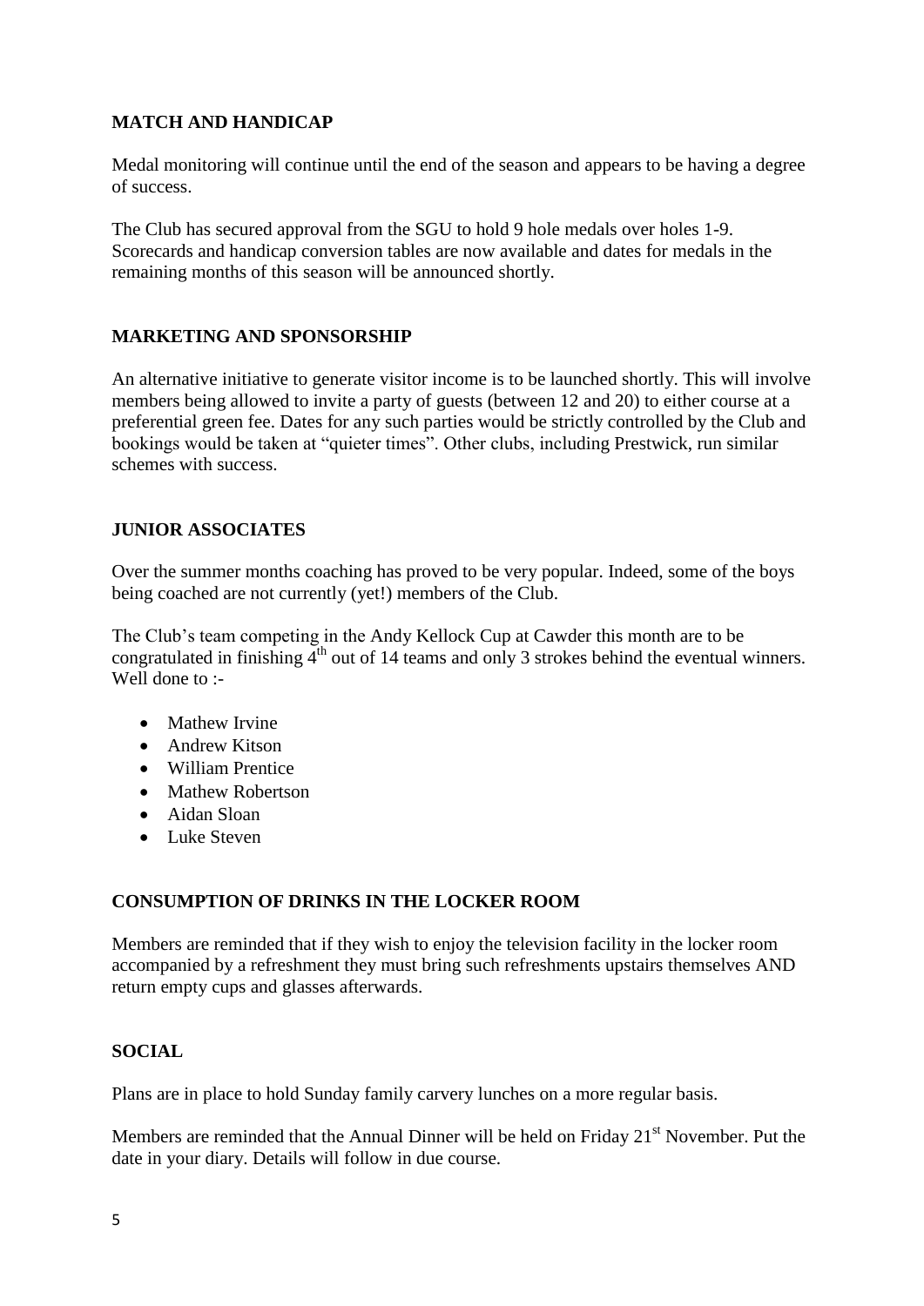## MATCH AND HANDICAP

Medal monitoring will continue until the end of the season and appears to be having a degree of success.

The Club has secured approval from the SGU to hold 9 hole medals over holes 1-9. Scorecards and handicap conversion tables are now available and dates for medals in the remaining months of this season will be announced shortly.

## MARKETING AND SPONSORSHIP

An alternative initiative to generate visitor income is to be launched shortly. This will involve members being allowed to invite a party of guests (between 12 and 20) to either course at a preferential green fee. Dates for any such parties would be strictly controlled by the Club and bookings would be taken at "quieter times". Other clubs, including Prestwick, run similar schemes with success.

## JUNIOR ASSOCIATES

Over the summer months coaching has proved to be very popular. Indeed, some of the boys being coached are not currently (yet!) members of the Club.

The Club's team competing in the Andy Kellock Cup at Cawder this month are to be congratulated in finishing 4th out of 14 teams and only 3 strokes behind the eventual winners. Well done to :-

- Mathew Irvine
- Andrew Kitson
- William Prentice
- Mathew Robertson
- Aidan Sloan
- Luke Steven

## CONSUMPTION OF DRINKS IN THE LOCKER ROOM

Members are reminded that if they wish to enjoy the television facility in the locker room accompanied by a refreshment they must bring such refreshments upstairs themselves AND return empty cups and glasses afterwards.

## SOCIAL

Plans are in place to hold Sunday family carvery lunches on a more regular basis.

Members are reminded that the Annual Dinner will be held on Friday 21st November. Put the date in your diary. Details will follow in due course.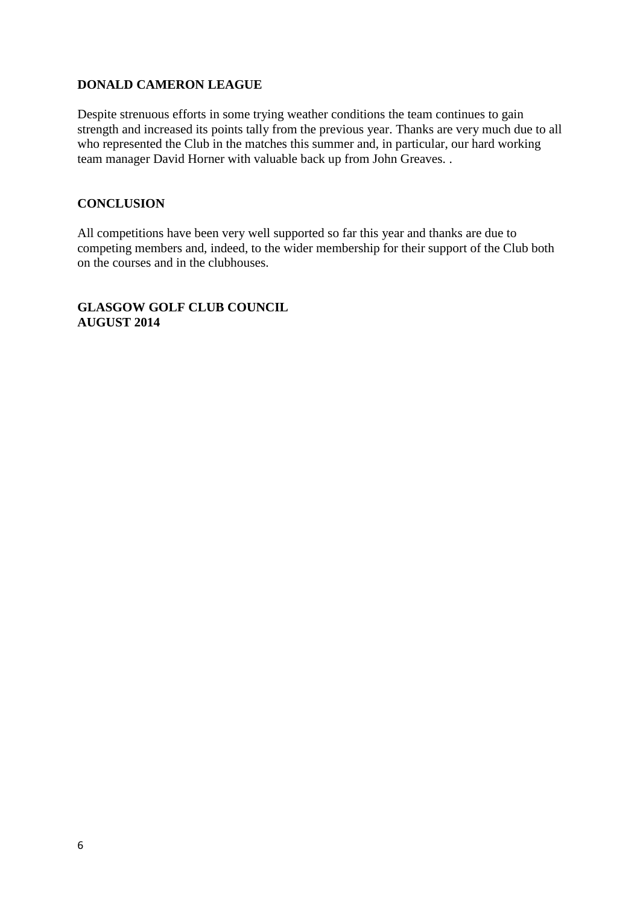## DONALD CAMERON LEAGUE

Despite strenuous efforts in some trying weather conditions the team continues to gain strength and increased its points tally from the previous year. Thanks are very much due to all who represented the Club in the matches this summer and, in particular, our hard working team manager David Horner with valuable back up from John Greaves. .

## CONCLUSION

All competitions have been very well supported so far this year and thanks are due to competing members and, indeed, to the wider membership for their support of the Club both on the courses and in the clubhouses.

**GLASGOW GOLF CLUB COUNCIL**
**AUGUST 2014**